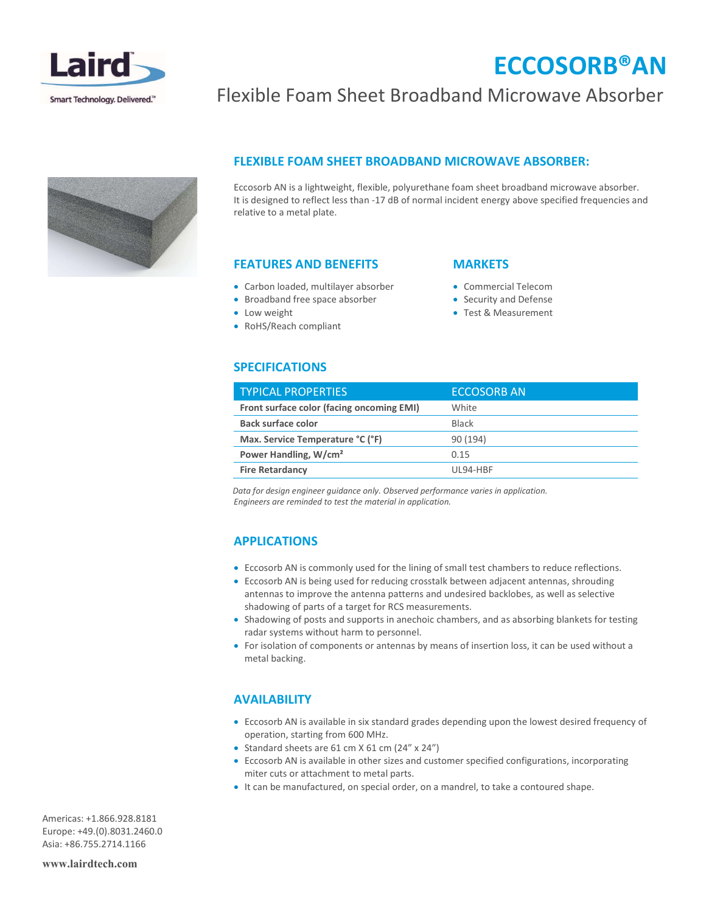# ECCOSORB®AN

Flexible Foam Sheet Broadband Microwave Absorber

## FLEXIBLE FOAM SHEET BROADBAND MICROWAVE ABSORBER:

Eccosorb AN is a lightweight, flexible, polyurethane foam sheet broadband microwave absorber. It is designed to reflect less than -17 dB of normal incident energy above specified frequencies and relative to a metal plate.

## FEATURES AND BENEFITS

- Carbon loaded, multilayer absorber
- Broadband free space absorber
- Low weight
- RoHS/Reach compliant

## MARKETS

- Commercial Telecom
- Security and Defense
- Test & Measurement

## SPECIFICATIONS

| TYPICAL PROPERTIES | ECCOSORB AN |
|---|---|
| **Front surface color (facing oncoming EMI)** | White |
| **Back surface color** | Black |
| **Max. Service Temperature °C (°F)** | 90 (194) |
| **Power Handling, W/cm²** | 0.15 |
| **Fire Retardancy** | UL94-HBF |

*Data for design engineer guidance only. Observed performance varies in application. Engineers are reminded to test the material in application.*

## APPLICATIONS

- Eccosorb AN is commonly used for the lining of small test chambers to reduce reflections.
- Eccosorb AN is being used for reducing crosstalk between adjacent antennas, shrouding antennas to improve the antenna patterns and undesired backlobes, as well as selective shadowing of parts of a target for RCS measurements.
- Shadowing of posts and supports in anechoic chambers, and as absorbing blankets for testing radar systems without harm to personnel.
- For isolation of components or antennas by means of insertion loss, it can be used without a metal backing.

## AVAILABILITY

- Eccosorb AN is available in six standard grades depending upon the lowest desired frequency of operation, starting from 600 MHz.
- Standard sheets are 61 cm X 61 cm (24" x 24")
- Eccosorb AN is available in other sizes and customer specified configurations, incorporating miter cuts or attachment to metal parts.
- It can be manufactured, on special order, on a mandrel, to take a contoured shape.

Americas: +1.866.928.8181
Europe: +49.(0).8031.2460.0
Asia: +86.755.2714.1166

**www.lairdtech.com**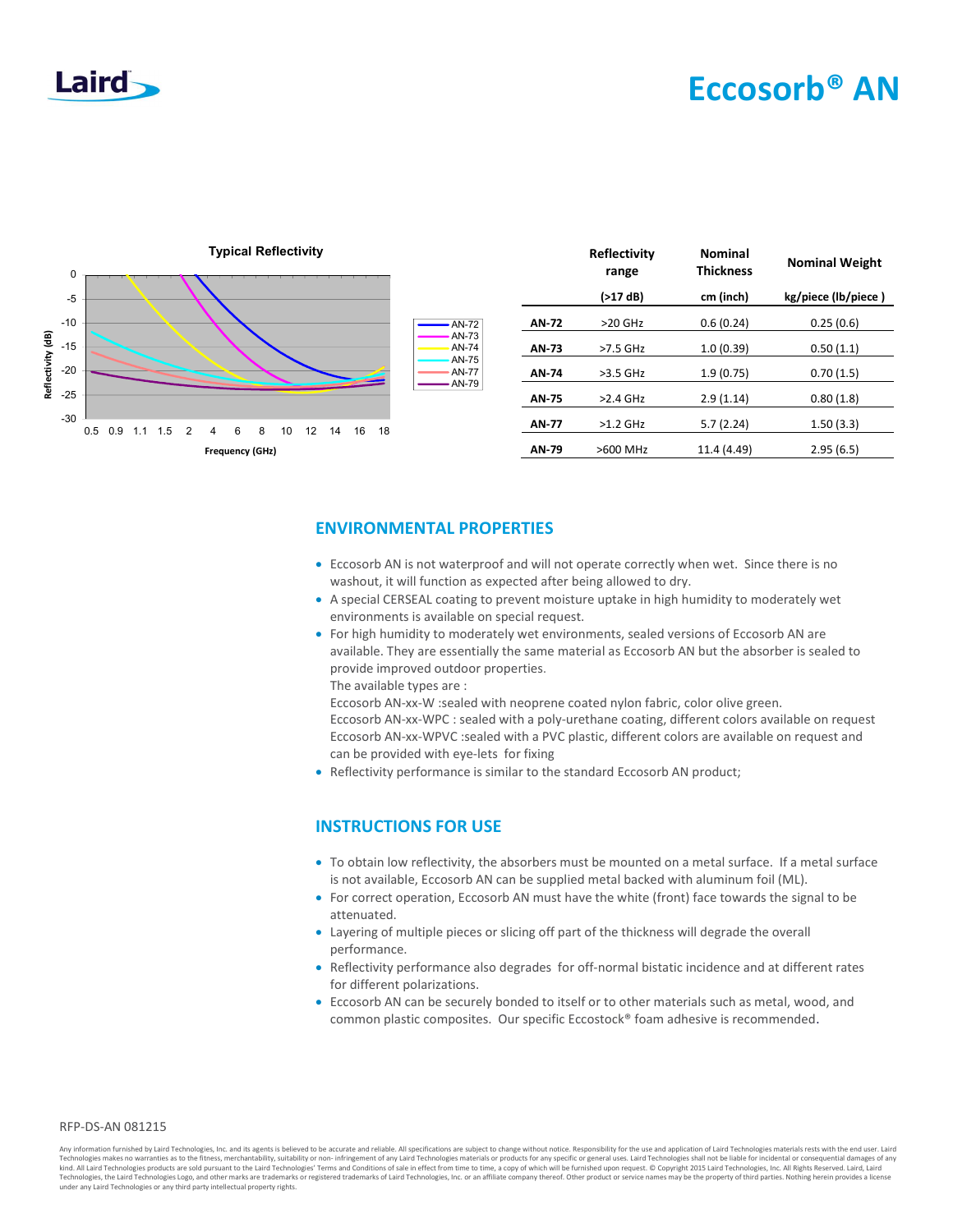# Eccosorb® AN

Typical Reflectivity

Reflectivity (dB)

0
-5
-10
-15
-20
-25
-30

0.5 0.9 1.1 1.5 2 4 6 8 10 12 14 16 18

Frequency (GHz)

AN-72
AN-73
AN-74
AN-75
AN-77
AN-79

| | Reflectivity range | Nominal Thickness | Nominal Weight |
|---|---|---|---|
| | (>17 dB) | cm (inch) | kg/piece (lb/piece ) |
| **AN-72** | >20 GHz | 0.6 (0.24) | 0.25 (0.6) |
| **AN-73** | >7.5 GHz | 1.0 (0.39) | 0.50 (1.1) |
| **AN-74** | >3.5 GHz | 1.9 (0.75) | 0.70 (1.5) |
| **AN-75** | >2.4 GHz | 2.9 (1.14) | 0.80 (1.8) |
| **AN-77** | >1.2 GHz | 5.7 (2.24) | 1.50 (3.3) |
| **AN-79** | >600 MHz | 11.4 (4.49) | 2.95 (6.5) |

## ENVIRONMENTAL PROPERTIES

- Eccosorb AN is not waterproof and will not operate correctly when wet. Since there is no washout, it will function as expected after being allowed to dry.
- A special CERSEAL coating to prevent moisture uptake in high humidity to moderately wet environments is available on special request.
- For high humidity to moderately wet environments, sealed versions of Eccosorb AN are available. They are essentially the same material as Eccosorb AN but the absorber is sealed to provide improved outdoor properties.
  The available types are :
  Eccosorb AN-xx-W :sealed with neoprene coated nylon fabric, color olive green.
  Eccosorb AN-xx-WPC : sealed with a poly-urethane coating, different colors available on request
  Eccosorb AN-xx-WPVC :sealed with a PVC plastic, different colors are available on request and can be provided with eye-lets for fixing
- Reflectivity performance is similar to the standard Eccosorb AN product;

## INSTRUCTIONS FOR USE

- To obtain low reflectivity, the absorbers must be mounted on a metal surface. If a metal surface is not available, Eccosorb AN can be supplied metal backed with aluminum foil (ML).
- For correct operation, Eccosorb AN must have the white (front) face towards the signal to be attenuated.
- Layering of multiple pieces or slicing off part of the thickness will degrade the overall performance.
- Reflectivity performance also degrades for off-normal bistatic incidence and at different rates for different polarizations.
- Eccosorb AN can be securely bonded to itself or to other materials such as metal, wood, and common plastic composites. Our specific Eccostock® foam adhesive is recommended.

RFP-DS-AN 081215

Any information furnished by Laird Technologies, Inc. and its agents is believed to be accurate and reliable. All specifications are subject to change without notice. Responsibility for the use and application of Laird Technologies materials rests with the end user. Laird Technologies makes no warranties as to the fitness, merchantability, suitability or non- infringement of any Laird Technologies materials or products for any specific or general uses. Laird Technologies shall not be liable for incidental or consequential damages of any kind. All Laird Technologies products are sold pursuant to the Laird Technologies' Terms and Conditions of sale in effect from time to time, a copy of which will be furnished upon request. © Copyright 2015 Laird Technologies, Inc. All Rights Reserved. Laird, Laird Technologies, the Laird Technologies Logo, and other marks are trademarks or registered trademarks of Laird Technologies, Inc. or an affiliate company thereof. Other product or service names may be the property of third parties. Nothing herein provides a license under any Laird Technologies or any third party intellectual property rights.